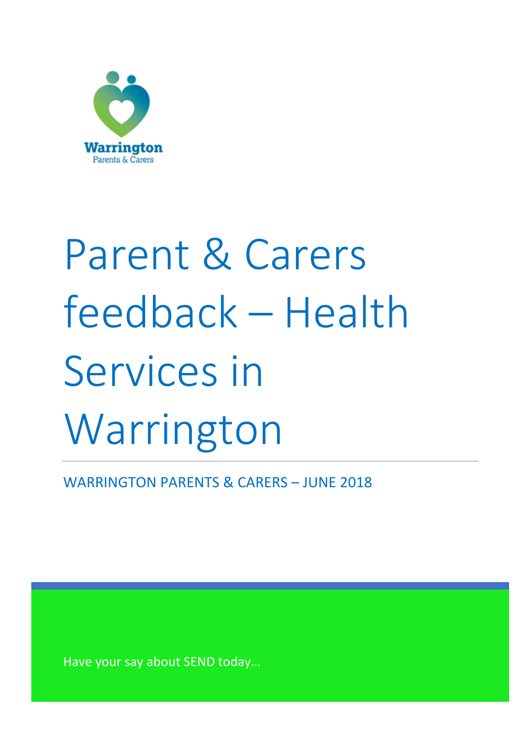Warrington
Parents & Carers

# Parent & Carers feedback – Health Services in Warrington

WARRINGTON PARENTS & CARERS – JUNE 2018

Have your say about SEND today…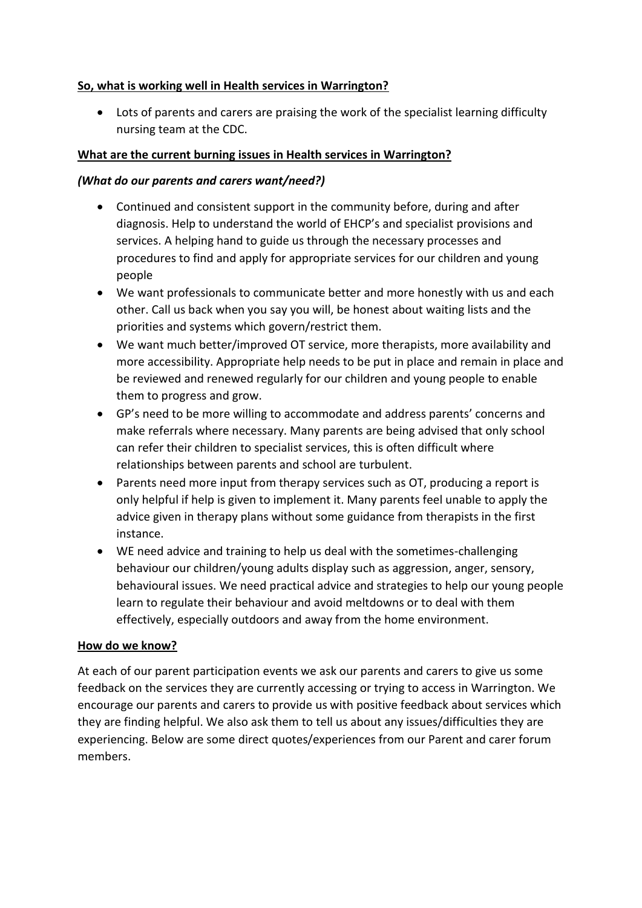**So, what is working well in Health services in Warrington?**

- Lots of parents and carers are praising the work of the specialist learning difficulty nursing team at the CDC.

**What are the current burning issues in Health services in Warrington?**

***(What do our parents and carers want/need?)***

- Continued and consistent support in the community before, during and after diagnosis. Help to understand the world of EHCP's and specialist provisions and services. A helping hand to guide us through the necessary processes and procedures to find and apply for appropriate services for our children and young people
- We want professionals to communicate better and more honestly with us and each other. Call us back when you say you will, be honest about waiting lists and the priorities and systems which govern/restrict them.
- We want much better/improved OT service, more therapists, more availability and more accessibility. Appropriate help needs to be put in place and remain in place and be reviewed and renewed regularly for our children and young people to enable them to progress and grow.
- GP's need to be more willing to accommodate and address parents' concerns and make referrals where necessary. Many parents are being advised that only school can refer their children to specialist services, this is often difficult where relationships between parents and school are turbulent.
- Parents need more input from therapy services such as OT, producing a report is only helpful if help is given to implement it. Many parents feel unable to apply the advice given in therapy plans without some guidance from therapists in the first instance.
- WE need advice and training to help us deal with the sometimes-challenging behaviour our children/young adults display such as aggression, anger, sensory, behavioural issues. We need practical advice and strategies to help our young people learn to regulate their behaviour and avoid meltdowns or to deal with them effectively, especially outdoors and away from the home environment.

**How do we know?**

At each of our parent participation events we ask our parents and carers to give us some feedback on the services they are currently accessing or trying to access in Warrington. We encourage our parents and carers to provide us with positive feedback about services which they are finding helpful. We also ask them to tell us about any issues/difficulties they are experiencing. Below are some direct quotes/experiences from our Parent and carer forum members.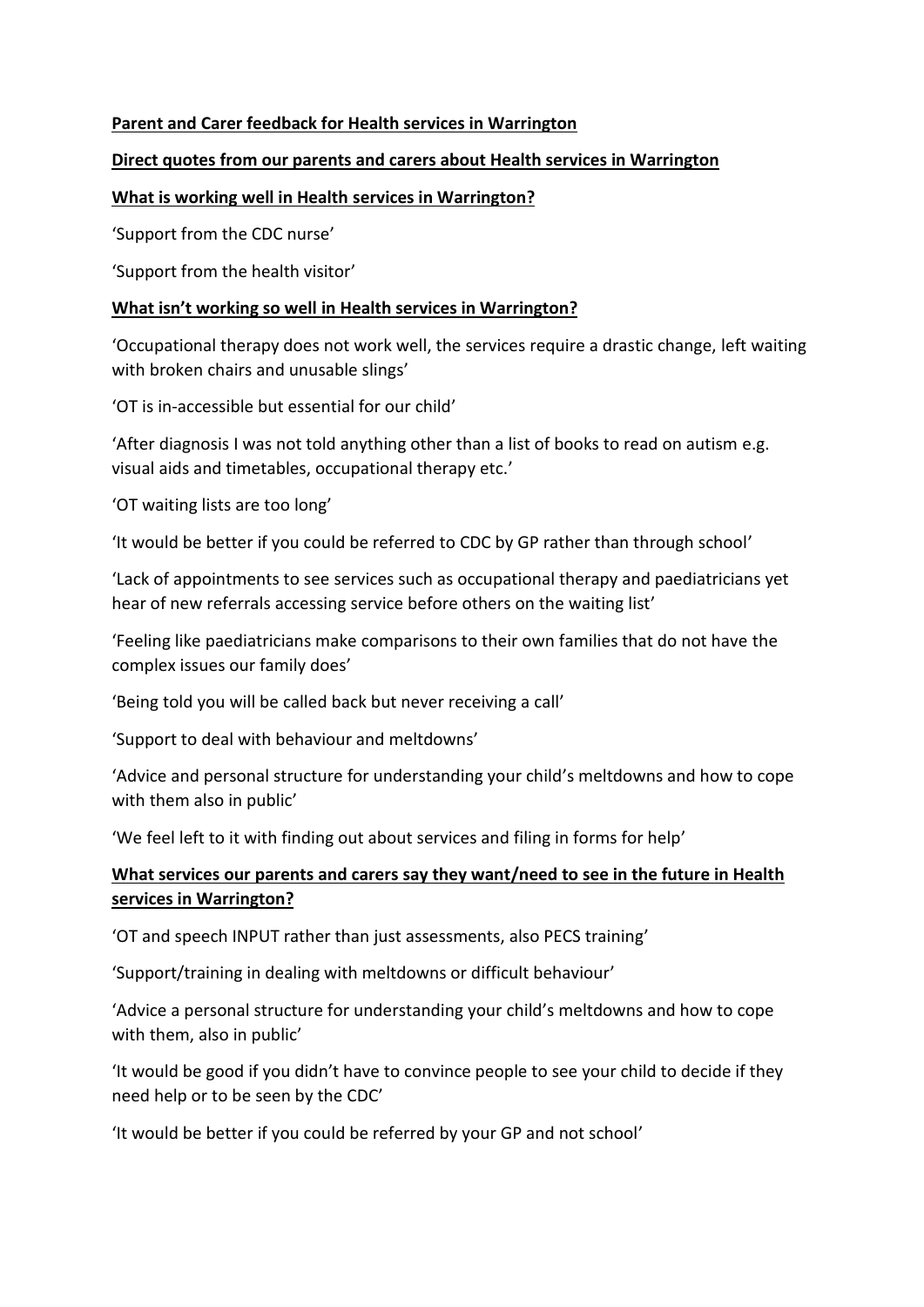**Parent and Carer feedback for Health services in Warrington**

**Direct quotes from our parents and carers about Health services in Warrington**

**What is working well in Health services in Warrington?**

'Support from the CDC nurse'

'Support from the health visitor'

**What isn't working so well in Health services in Warrington?**

'Occupational therapy does not work well, the services require a drastic change, left waiting with broken chairs and unusable slings'

'OT is in-accessible but essential for our child'

'After diagnosis I was not told anything other than a list of books to read on autism e.g. visual aids and timetables, occupational therapy etc.'

'OT waiting lists are too long'

'It would be better if you could be referred to CDC by GP rather than through school'

'Lack of appointments to see services such as occupational therapy and paediatricians yet hear of new referrals accessing service before others on the waiting list'

'Feeling like paediatricians make comparisons to their own families that do not have the complex issues our family does'

'Being told you will be called back but never receiving a call'

'Support to deal with behaviour and meltdowns'

'Advice and personal structure for understanding your child's meltdowns and how to cope with them also in public'

'We feel left to it with finding out about services and filing in forms for help'

**What services our parents and carers say they want/need to see in the future in Health services in Warrington?**

'OT and speech INPUT rather than just assessments, also PECS training'

'Support/training in dealing with meltdowns or difficult behaviour'

'Advice a personal structure for understanding your child's meltdowns and how to cope with them, also in public'

'It would be good if you didn't have to convince people to see your child to decide if they need help or to be seen by the CDC'

'It would be better if you could be referred by your GP and not school'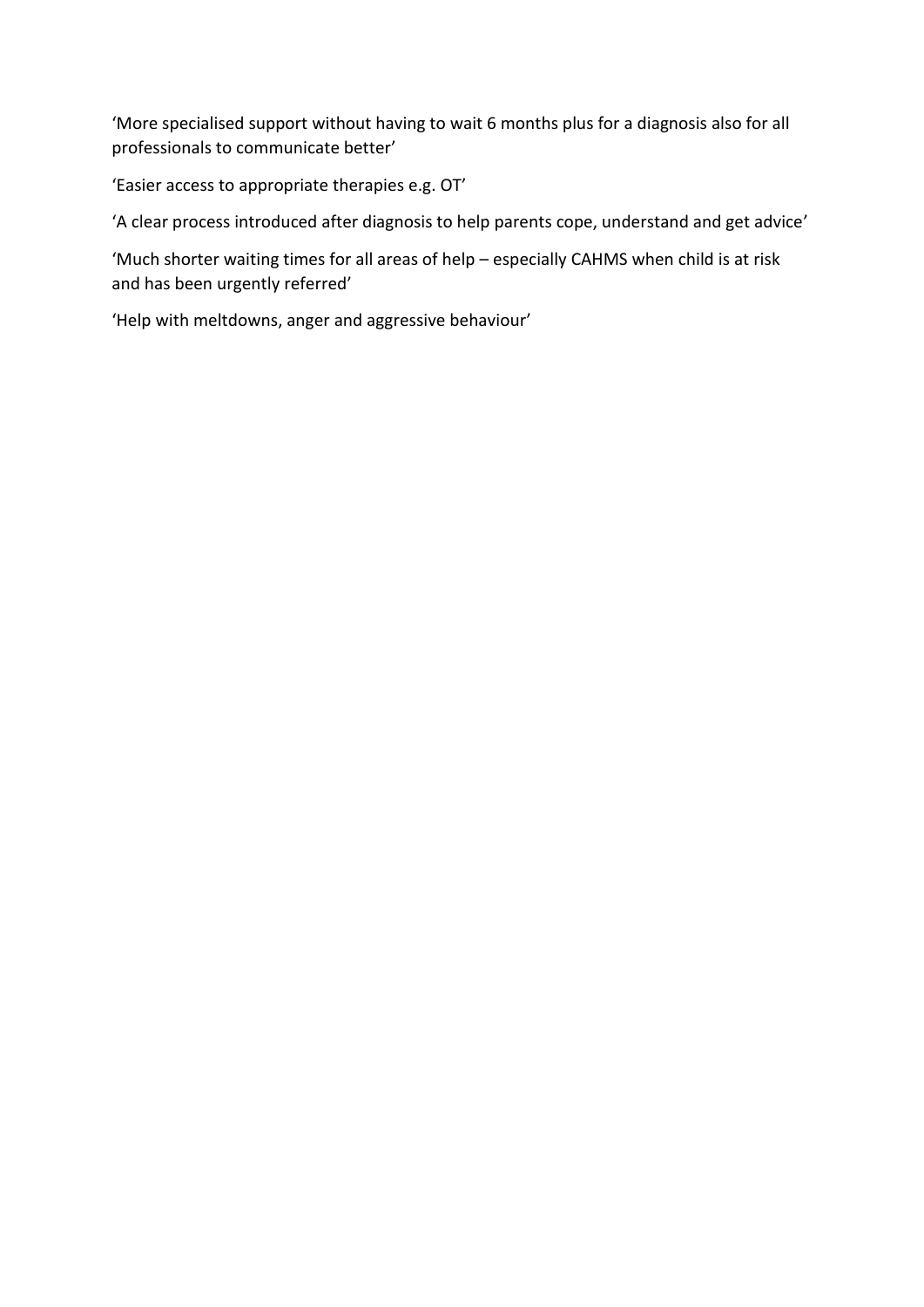'More specialised support without having to wait 6 months plus for a diagnosis also for all professionals to communicate better'

'Easier access to appropriate therapies e.g. OT'

'A clear process introduced after diagnosis to help parents cope, understand and get advice'

'Much shorter waiting times for all areas of help – especially CAHMS when child is at risk and has been urgently referred'

'Help with meltdowns, anger and aggressive behaviour'